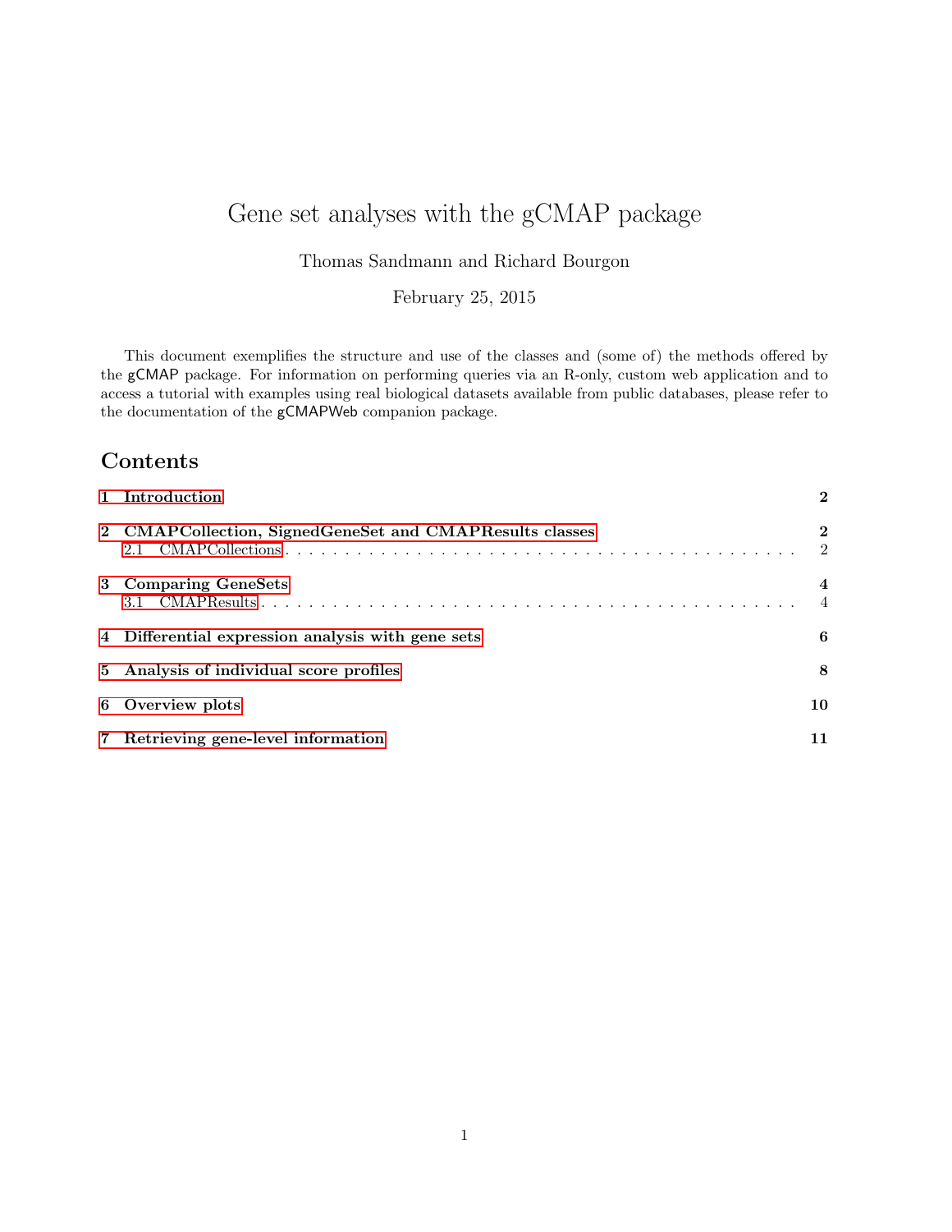# Gene set analyses with the gCMAP package

Thomas Sandmann and Richard Bourgon

February 25, 2015

This document exemplifies the structure and use of the classes and (some of) the methods offered by the gCMAP package. For information on performing queries via an R-only, custom web application and to access a tutorial with examples using real biological datasets available from public databases, please refer to the documentation of the gCMAPWeb companion package.

## Contents

| | |
|---|---|
| **1 Introduction** | **2** |
| **2 CMAPCollection, SignedGeneSet and CMAPResults classes** | **2** |
| 2.1 CMAPCollections | 2 |
| **3 Comparing GeneSets** | **4** |
| 3.1 CMAPResults | 4 |
| **4 Differential expression analysis with gene sets** | **6** |
| **5 Analysis of individual score profiles** | **8** |
| **6 Overview plots** | **10** |
| **7 Retrieving gene-level information** | **11** |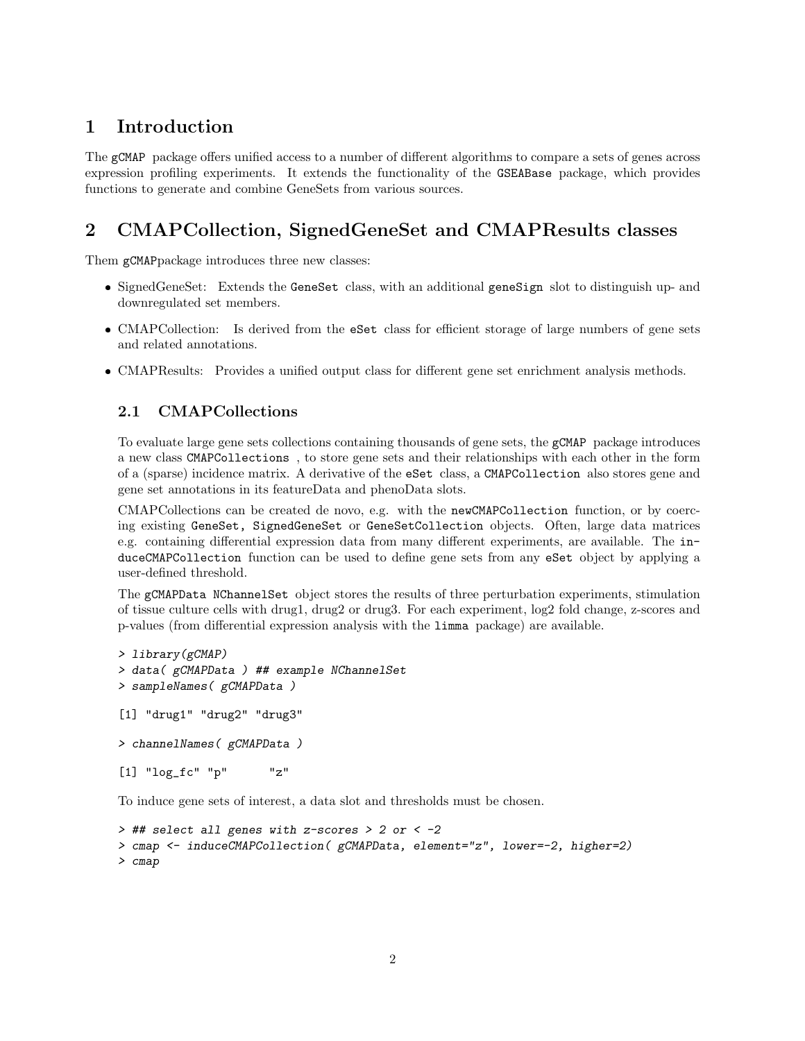# 1 Introduction

The gCMAP package offers unified access to a number of different algorithms to compare a sets of genes across expression profiling experiments. It extends the functionality of the GSEABase package, which provides functions to generate and combine GeneSets from various sources.

# 2 CMAPCollection, SignedGeneSet and CMAPResults classes

Them gCMAPpackage introduces three new classes:

- SignedGeneSet: Extends the GeneSet class, with an additional geneSign slot to distinguish up- and downregulated set members.
- CMAPCollection: Is derived from the eSet class for efficient storage of large numbers of gene sets and related annotations.
- CMAPResults: Provides a unified output class for different gene set enrichment analysis methods.

## 2.1 CMAPCollections

To evaluate large gene sets collections containing thousands of gene sets, the gCMAP package introduces a new class CMAPCollections , to store gene sets and their relationships with each other in the form of a (sparse) incidence matrix. A derivative of the eSet class, a CMAPCollection also stores gene and gene set annotations in its featureData and phenoData slots.

CMAPCollections can be created de novo, e.g. with the newCMAPCollection function, or by coercing existing GeneSet, SignedGeneSet or GeneSetCollection objects. Often, large data matrices e.g. containing differential expression data from many different experiments, are available. The induceCMAPCollection function can be used to define gene sets from any eSet object by applying a user-defined threshold.

The gCMAPData NChannelSet object stores the results of three perturbation experiments, stimulation of tissue culture cells with drug1, drug2 or drug3. For each experiment, log2 fold change, z-scores and p-values (from differential expression analysis with the limma package) are available.

```
> library(gCMAP)
> data( gCMAPData ) ## example NChannelSet
> sampleNames( gCMAPData )

[1] "drug1" "drug2" "drug3"

> channelNames( gCMAPData )

[1] "log_fc" "p"      "z"
```

To induce gene sets of interest, a data slot and thresholds must be chosen.

```
> ## select all genes with z-scores > 2 or < -2
> cmap <- induceCMAPCollection( gCMAPData, element="z", lower=-2, higher=2)
> cmap
```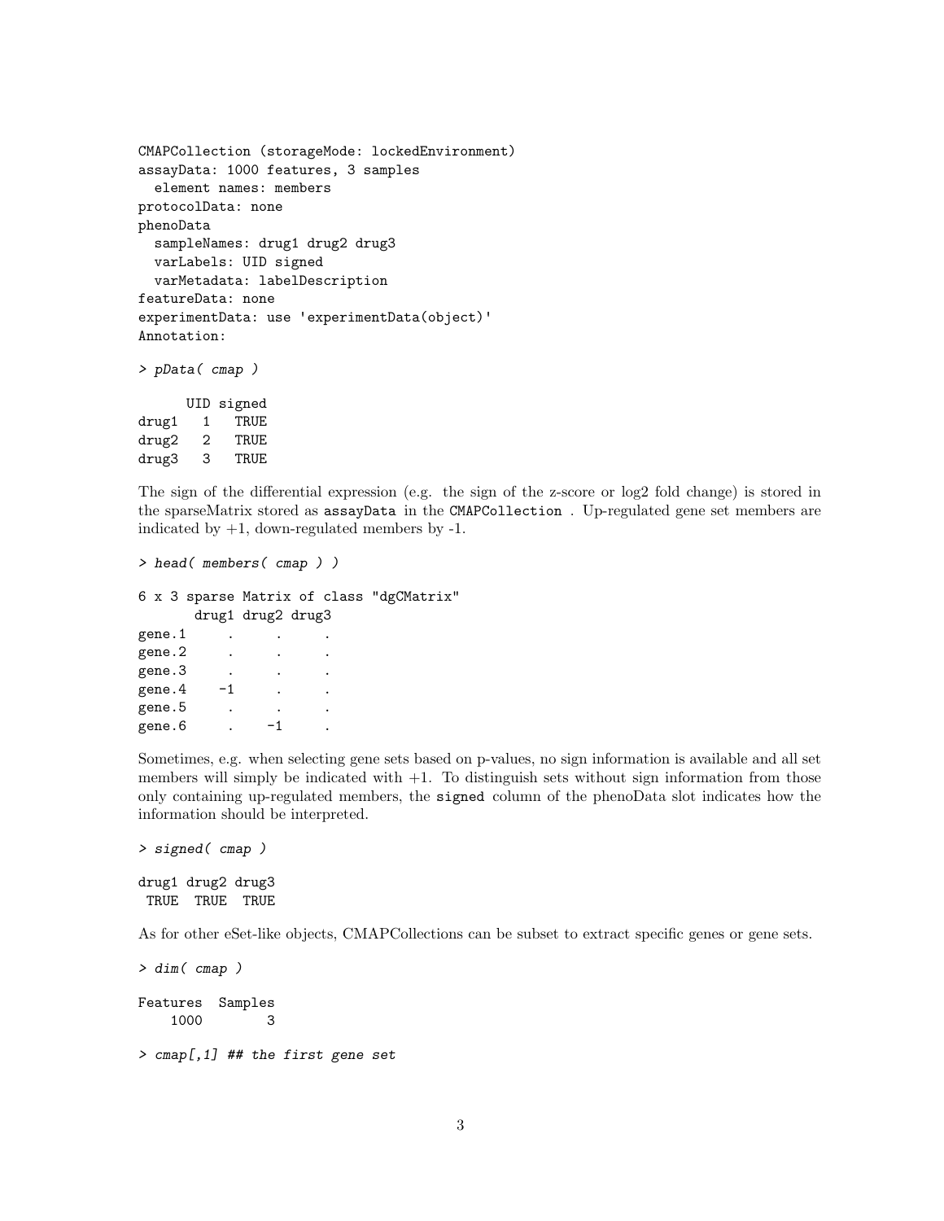```
CMAPCollection (storageMode: lockedEnvironment)
assayData: 1000 features, 3 samples
  element names: members
protocolData: none
phenoData
  sampleNames: drug1 drug2 drug3
  varLabels: UID signed
  varMetadata: labelDescription
featureData: none
experimentData: use 'experimentData(object)'
Annotation:
```

```
> pData( cmap )
```

```
      UID signed
drug1   1   TRUE
drug2   2   TRUE
drug3   3   TRUE
```

The sign of the differential expression (e.g. the sign of the z-score or log2 fold change) is stored in the sparseMatrix stored as `assayData` in the `CMAPCollection` . Up-regulated gene set members are indicated by +1, down-regulated members by -1.

```
> head( members( cmap ) )
```

```
6 x 3 sparse Matrix of class "dgCMatrix"
       drug1 drug2 drug3
gene.1     .     .     .
gene.2     .     .     .
gene.3     .     .     .
gene.4    -1     .     .
gene.5     .     .     .
gene.6     .    -1     .
```

Sometimes, e.g. when selecting gene sets based on p-values, no sign information is available and all set members will simply be indicated with +1. To distinguish sets without sign information from those only containing up-regulated members, the `signed` column of the phenoData slot indicates how the information should be interpreted.

```
> signed( cmap )
```

```
drug1 drug2 drug3
 TRUE  TRUE  TRUE
```

As for other eSet-like objects, CMAPCollections can be subset to extract specific genes or gene sets.

```
> dim( cmap )
```

```
Features  Samples
    1000        3
```

```
> cmap[,1] ## the first gene set
```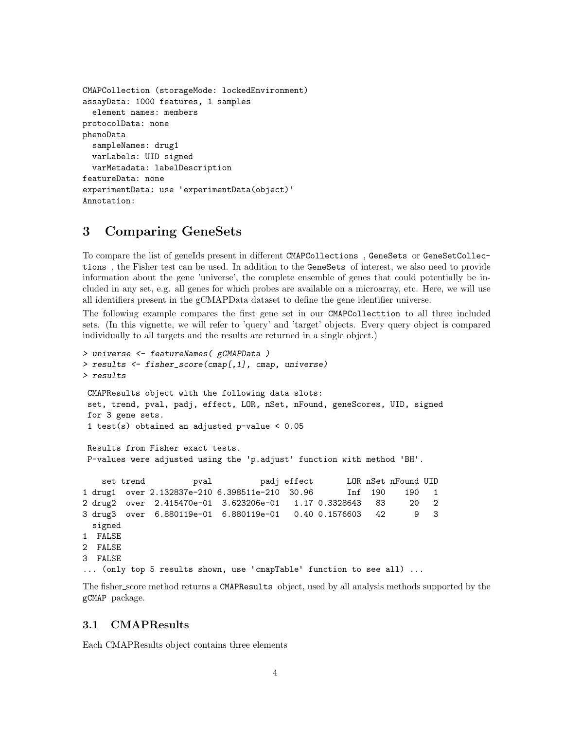```
CMAPCollection (storageMode: lockedEnvironment)
assayData: 1000 features, 1 samples
  element names: members
protocolData: none
phenoData
  sampleNames: drug1
  varLabels: UID signed
  varMetadata: labelDescription
featureData: none
experimentData: use 'experimentData(object)'
Annotation:
```

# 3 Comparing GeneSets

To compare the list of geneIds present in different `CMAPCollections` , `GeneSets` or `GeneSetCollections` , the Fisher test can be used. In addition to the `GeneSets` of interest, we also need to provide information about the gene 'universe', the complete ensemble of genes that could potentially be included in any set, e.g. all genes for which probes are available on a microarray, etc. Here, we will use all identifiers present in the gCMAPData dataset to define the gene identifier universe.

The following example compares the first gene set in our `CMAPCollecttion` to all three included sets. (In this vignette, we will refer to 'query' and 'target' objects. Every query object is compared individually to all targets and the results are returned in a single object.)

```
> universe <- featureNames( gCMAPData )
> results <- fisher_score(cmap[,1], cmap, universe)
> results

 CMAPResults object with the following data slots:
 set, trend, pval, padj, effect, LOR, nSet, nFound, geneScores, UID, signed
 for 3 gene sets.
 1 test(s) obtained an adjusted p-value < 0.05

 Results from Fisher exact tests.
 P-values were adjusted using the 'p.adjust' function with method 'BH'.

    set trend          pval          padj effect       LOR nSet nFound UID
1 drug1  over 2.132837e-210 6.398511e-210  30.96       Inf  190    190   1
2 drug2  over  2.415470e-01  3.623206e-01   1.17 0.3328643   83     20   2
3 drug3  over  6.880119e-01  6.880119e-01   0.40 0.1576603   42      9   3
  signed
1  FALSE
2  FALSE
3  FALSE
... (only top 5 results shown, use 'cmapTable' function to see all) ...
```

The fisher_score method returns a `CMAPResults` object, used by all analysis methods supported by the `gCMAP` package.

## 3.1 CMAPResults

Each CMAPResults object contains three elements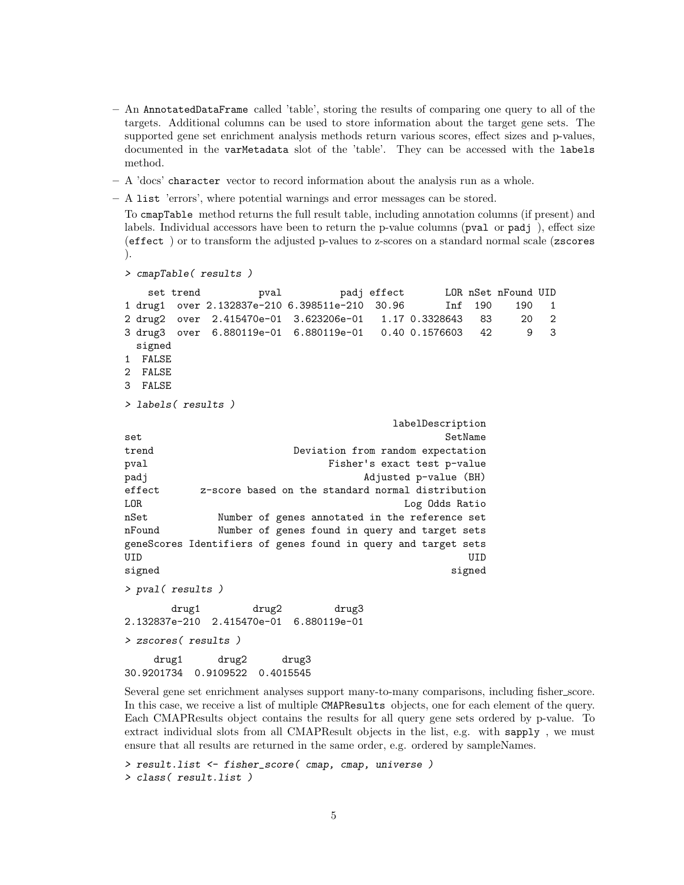- An AnnotatedDataFrame called 'table', storing the results of comparing one query to all of the targets. Additional columns can be used to store information about the target gene sets. The supported gene set enrichment analysis methods return various scores, effect sizes and p-values, documented in the varMetadata slot of the 'table'. They can be accessed with the labels method.
- A 'docs' character vector to record information about the analysis run as a whole.
- A list 'errors', where potential warnings and error messages can be stored.

  To cmapTable method returns the full result table, including annotation columns (if present) and labels. Individual accessors have been to return the p-value columns (pval or padj ), effect size (effect ) or to transform the adjusted p-values to z-scores on a standard normal scale (zscores ).

```
> cmapTable( results )
```

```
    set trend          pval          padj effect       LOR nSet nFound UID
1 drug1  over 2.132837e-210 6.398511e-210  30.96       Inf  190    190   1
2 drug2  over  2.415470e-01  3.623206e-01   1.17 0.3328643   83     20   2
3 drug3  over  6.880119e-01  6.880119e-01   0.40 0.1576603   42      9   3
  signed
1  FALSE
2  FALSE
3  FALSE
```

```
> labels( results )
```

```
                                             labelDescription
set                                                   SetName
trend                          Deviation from random expectation
pval                                Fisher's exact test p-value
padj                                      Adjusted p-value (BH)
effect       z-score based on the standard normal distribution
LOR                                            Log Odds Ratio
nSet              Number of genes annotated in the reference set
nFound            Number of genes found in query and target sets
geneScores Identifiers of genes found in query and target sets
UID                                                       UID
signed                                                 signed
```

```
> pval( results )
```

```
        drug1         drug2         drug3
2.132837e-210  2.415470e-01  6.880119e-01
```

```
> zscores( results )
```

```
     drug1      drug2      drug3
30.9201734  0.9109522  0.4015545
```

Several gene set enrichment analyses support many-to-many comparisons, including fisher_score. In this case, we receive a list of multiple CMAPResults objects, one for each element of the query. Each CMAPResults object contains the results for all query gene sets ordered by p-value. To extract individual slots from all CMAPResult objects in the list, e.g. with sapply , we must ensure that all results are returned in the same order, e.g. ordered by sampleNames.

```
> result.list <- fisher_score( cmap, cmap, universe )
> class( result.list )
```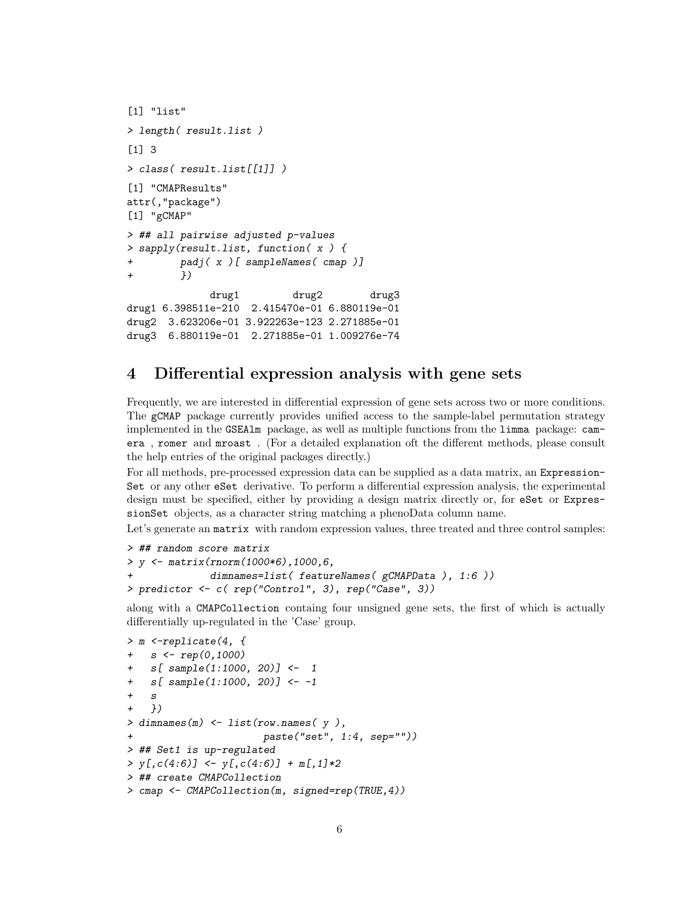```
[1] "list"
> length( result.list )
[1] 3
> class( result.list[[1]] )
[1] "CMAPResults"
attr(,"package")
[1] "gCMAP"
> ## all pairwise adjusted p-values
> sapply(result.list, function( x ) {
+         padj( x )[ sampleNames( cmap )]
+         })
             drug1         drug2         drug3
drug1 6.398511e-210  2.415470e-01 6.880119e-01
drug2  3.623206e-01 3.922263e-123 2.271885e-01
drug3  6.880119e-01  2.271885e-01 1.009276e-74
```

## 4 Differential expression analysis with gene sets

Frequently, we are interested in differential expression of gene sets across two or more conditions. The gCMAP package currently provides unified access to the sample-label permutation strategy implemented in the GSEAlm package, as well as multiple functions from the limma package: camera , romer and mroast . (For a detailed explanation oft the different methods, please consult the help entries of the original packages directly.)

For all methods, pre-processed expression data can be supplied as a data matrix, an ExpressionSet or any other eSet derivative. To perform a differential expression analysis, the experimental design must be specified, either by providing a design matrix directly or, for eSet or ExpressionSet objects, as a character string matching a phenoData column name.

Let's generate an matrix with random expression values, three treated and three control samples:

```
> ## random score matrix
> y <- matrix(rnorm(1000*6),1000,6,
+             dimnames=list( featureNames( gCMAPData ), 1:6 ))
> predictor <- c( rep("Control", 3), rep("Case", 3))
```

along with a CMAPCollection containg four unsigned gene sets, the first of which is actually differentially up-regulated in the 'Case' group.

```
> m <-replicate(4, {
+   s <- rep(0,1000)
+   s[ sample(1:1000, 20)] <-  1
+   s[ sample(1:1000, 20)] <- -1
+   s
+   })
> dimnames(m) <- list(row.names( y ),
+                      paste("set", 1:4, sep=""))
> ## Set1 is up-regulated
> y[,c(4:6)] <- y[,c(4:6)] + m[,1]*2
> ## create CMAPCollection
> cmap <- CMAPCollection(m, signed=rep(TRUE,4))
```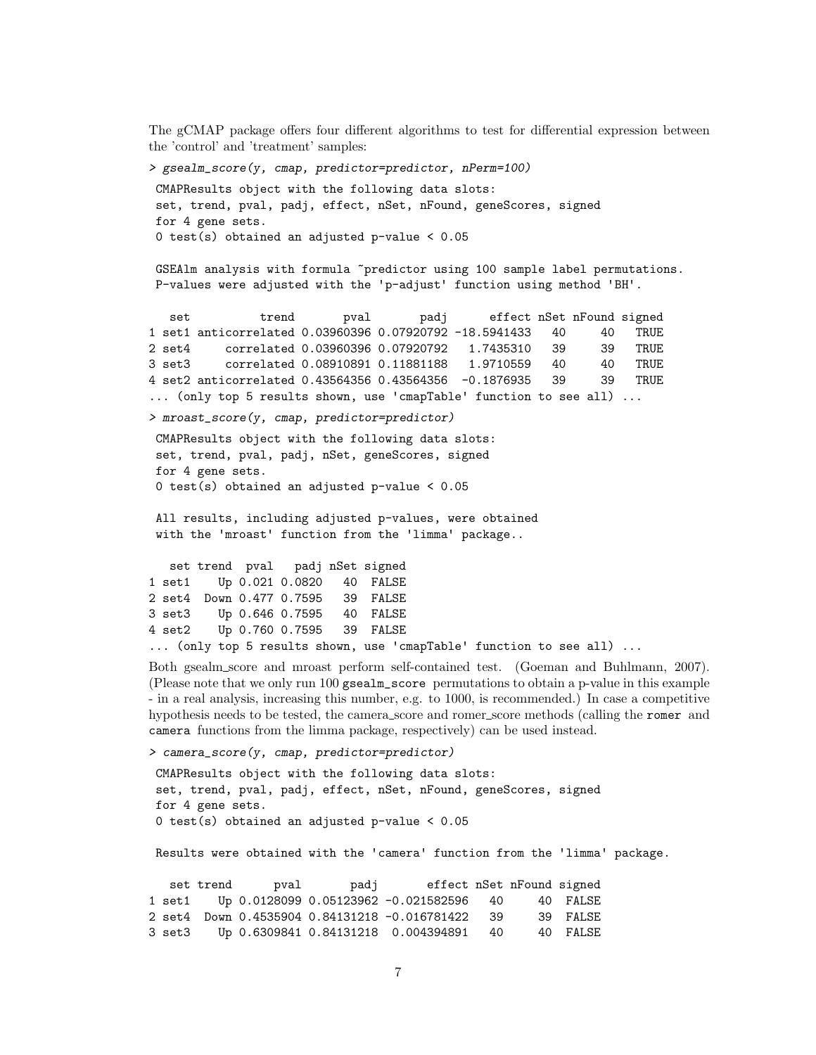The gCMAP package offers four different algorithms to test for differential expression between the 'control' and 'treatment' samples:

```
> gsealm_score(y, cmap, predictor=predictor, nPerm=100)
 CMAPResults object with the following data slots:
 set, trend, pval, padj, effect, nSet, nFound, geneScores, signed
 for 4 gene sets.
 0 test(s) obtained an adjusted p-value < 0.05

 GSEAlm analysis with formula ~predictor using 100 sample label permutations.
 P-values were adjusted with the 'p-adjust' function using method 'BH'.

   set          trend       pval       padj      effect nSet nFound signed
1 set1 anticorrelated 0.03960396 0.07920792 -18.5941433   40     40   TRUE
2 set4     correlated 0.03960396 0.07920792   1.7435310   39     39   TRUE
3 set3     correlated 0.08910891 0.11881188   1.9710559   40     40   TRUE
4 set2 anticorrelated 0.43564356 0.43564356  -0.1876935   39     39   TRUE
... (only top 5 results shown, use 'cmapTable' function to see all) ...
```

```
> mroast_score(y, cmap, predictor=predictor)
 CMAPResults object with the following data slots:
 set, trend, pval, padj, nSet, geneScores, signed
 for 4 gene sets.
 0 test(s) obtained an adjusted p-value < 0.05

 All results, including adjusted p-values, were obtained
 with the 'mroast' function from the 'limma' package..

   set trend  pval   padj nSet signed
1 set1    Up 0.021 0.0820   40  FALSE
2 set4  Down 0.477 0.7595   39  FALSE
3 set3    Up 0.646 0.7595   40  FALSE
4 set2    Up 0.760 0.7595   39  FALSE
... (only top 5 results shown, use 'cmapTable' function to see all) ...
```

Both gsealm_score and mroast perform self-contained test. (Goeman and Buhlmann, 2007). (Please note that we only run 100 `gsealm_score` permutations to obtain a p-value in this example - in a real analysis, increasing this number, e.g. to 1000, is recommended.) In case a competitive hypothesis needs to be tested, the camera_score and romer_score methods (calling the `romer` and `camera` functions from the limma package, respectively) can be used instead.

```
> camera_score(y, cmap, predictor=predictor)
 CMAPResults object with the following data slots:
 set, trend, pval, padj, effect, nSet, nFound, geneScores, signed
 for 4 gene sets.
 0 test(s) obtained an adjusted p-value < 0.05

 Results were obtained with the 'camera' function from the 'limma' package.

   set trend      pval       padj       effect nSet nFound signed
1 set1    Up 0.0128099 0.05123962 -0.021582596   40     40  FALSE
2 set4  Down 0.4535904 0.84131218 -0.016781422   39     39  FALSE
3 set3    Up 0.6309841 0.84131218  0.004394891   40     40  FALSE
```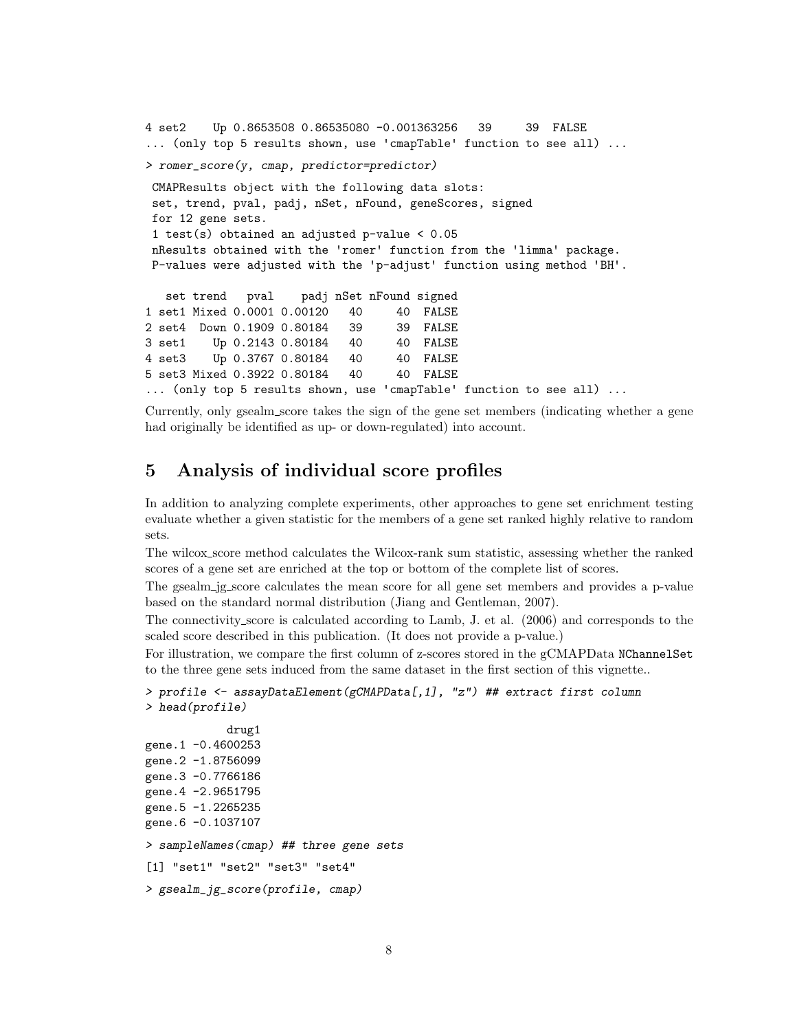```
4 set2    Up 0.8653508 0.86535080 -0.001363256   39     39  FALSE
... (only top 5 results shown, use 'cmapTable' function to see all) ...
```

```
> romer_score(y, cmap, predictor=predictor)
```

```
 CMAPResults object with the following data slots:
 set, trend, pval, padj, nSet, nFound, geneScores, signed
 for 12 gene sets.
 1 test(s) obtained an adjusted p-value < 0.05
 nResults obtained with the 'romer' function from the 'limma' package.
 P-values were adjusted with the 'p-adjust' function using method 'BH'.

   set trend   pval    padj nSet nFound signed
1 set1 Mixed 0.0001 0.00120   40     40  FALSE
2 set4  Down 0.1909 0.80184   39     39  FALSE
3 set1    Up 0.2143 0.80184   40     40  FALSE
4 set3    Up 0.3767 0.80184   40     40  FALSE
5 set3 Mixed 0.3922 0.80184   40     40  FALSE
... (only top 5 results shown, use 'cmapTable' function to see all) ...
```

Currently, only gsealm_score takes the sign of the gene set members (indicating whether a gene had originally be identified as up- or down-regulated) into account.

## 5 Analysis of individual score profiles

In addition to analyzing complete experiments, other approaches to gene set enrichment testing evaluate whether a given statistic for the members of a gene set ranked highly relative to random sets.

The wilcox_score method calculates the Wilcox-rank sum statistic, assessing whether the ranked scores of a gene set are enriched at the top or bottom of the complete list of scores.

The gsealm_jg_score calculates the mean score for all gene set members and provides a p-value based on the standard normal distribution (Jiang and Gentleman, 2007).

The connectivity_score is calculated according to Lamb, J. et al. (2006) and corresponds to the scaled score described in this publication. (It does not provide a p-value.)

For illustration, we compare the first column of z-scores stored in the gCMAPData `NChannelSet` to the three gene sets induced from the same dataset in the first section of this vignette..

```
> profile <- assayDataElement(gCMAPData[,1], "z") ## extract first column
> head(profile)
```

```
            drug1
gene.1 -0.4600253
gene.2 -1.8756099
gene.3 -0.7766186
gene.4 -2.9651795
gene.5 -1.2265235
gene.6 -0.1037107
```

```
> sampleNames(cmap) ## three gene sets
```

```
[1] "set1" "set2" "set3" "set4"
```

```
> gsealm_jg_score(profile, cmap)
```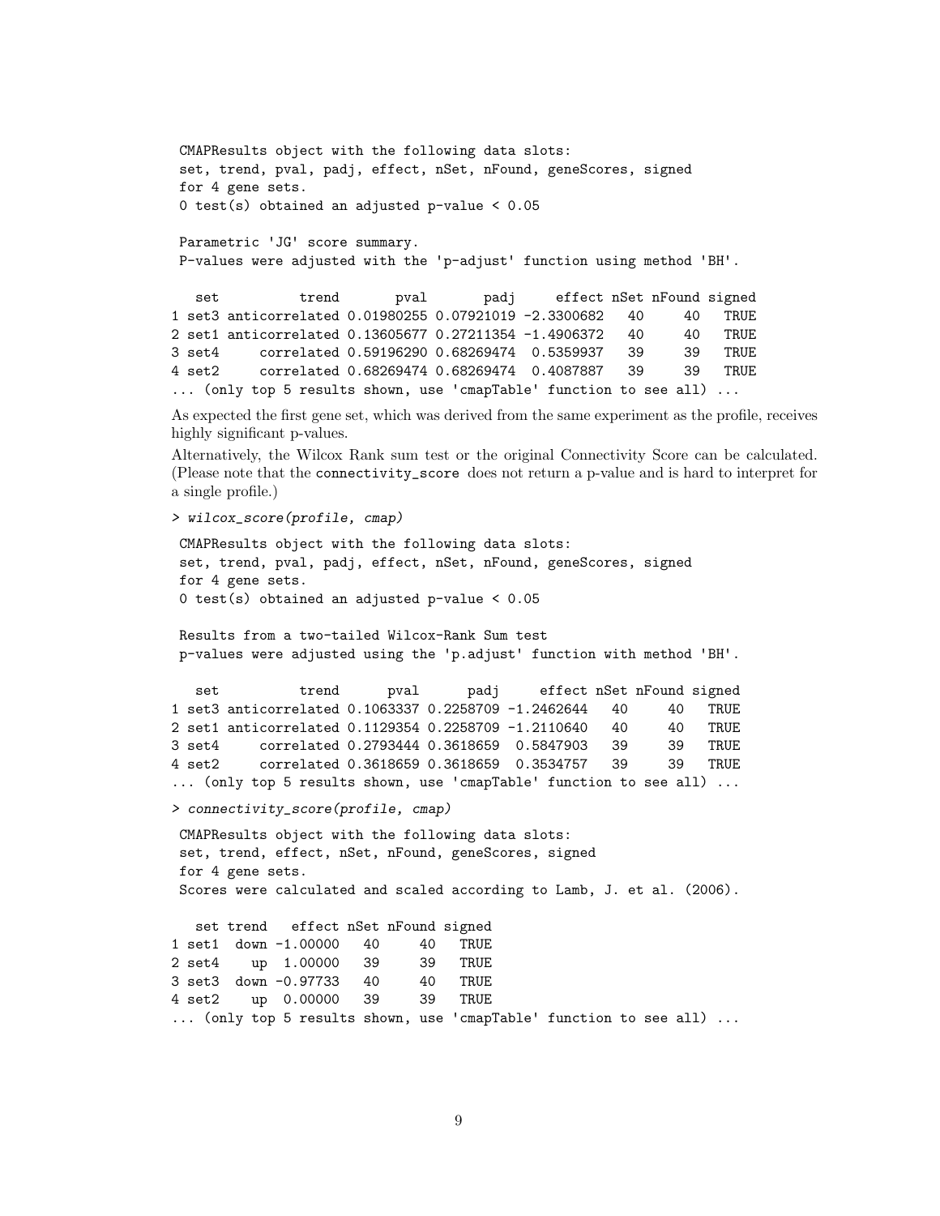```
 CMAPResults object with the following data slots:
 set, trend, pval, padj, effect, nSet, nFound, geneScores, signed
 for 4 gene sets.
 0 test(s) obtained an adjusted p-value < 0.05

 Parametric 'JG' score summary.
 P-values were adjusted with the 'p-adjust' function using method 'BH'.

   set          trend       pval       padj     effect nSet nFound signed
1 set3 anticorrelated 0.01980255 0.07921019 -2.3300682   40     40   TRUE
2 set1 anticorrelated 0.13605677 0.27211354 -1.4906372   40     40   TRUE
3 set4     correlated 0.59196290 0.68269474  0.5359937   39     39   TRUE
4 set2     correlated 0.68269474 0.68269474  0.4087887   39     39   TRUE
... (only top 5 results shown, use 'cmapTable' function to see all) ...
```

As expected the first gene set, which was derived from the same experiment as the profile, receives highly significant p-values.

Alternatively, the Wilcox Rank sum test or the original Connectivity Score can be calculated. (Please note that the `connectivity_score` does not return a p-value and is hard to interpret for a single profile.)

```
> wilcox_score(profile, cmap)
```

```
 CMAPResults object with the following data slots:
 set, trend, pval, padj, effect, nSet, nFound, geneScores, signed
 for 4 gene sets.
 0 test(s) obtained an adjusted p-value < 0.05

 Results from a two-tailed Wilcox-Rank Sum test
 p-values were adjusted using the 'p.adjust' function with method 'BH'.

   set          trend      pval      padj     effect nSet nFound signed
1 set3 anticorrelated 0.1063337 0.2258709 -1.2462644   40     40   TRUE
2 set1 anticorrelated 0.1129354 0.2258709 -1.2110640   40     40   TRUE
3 set4     correlated 0.2793444 0.3618659  0.5847903   39     39   TRUE
4 set2     correlated 0.3618659 0.3618659  0.3534757   39     39   TRUE
... (only top 5 results shown, use 'cmapTable' function to see all) ...
```

```
> connectivity_score(profile, cmap)
```

```
 CMAPResults object with the following data slots:
 set, trend, effect, nSet, nFound, geneScores, signed
 for 4 gene sets.
 Scores were calculated and scaled according to Lamb, J. et al. (2006).

   set trend   effect nSet nFound signed
1 set1  down -1.00000   40     40   TRUE
2 set4    up  1.00000   39     39   TRUE
3 set3  down -0.97733   40     40   TRUE
4 set2    up  0.00000   39     39   TRUE
... (only top 5 results shown, use 'cmapTable' function to see all) ...
```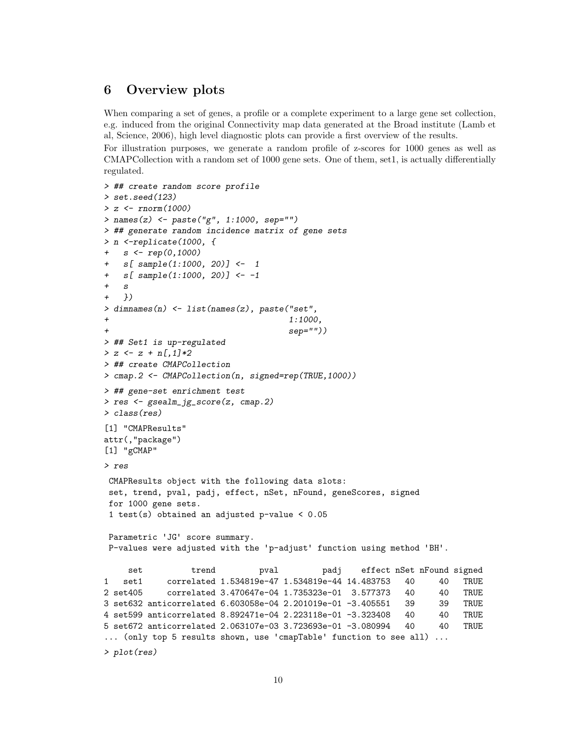## 6 Overview plots

When comparing a set of genes, a profile or a complete experiment to a large gene set collection, e.g. induced from the original Connectivity map data generated at the Broad institute (Lamb et al, Science, 2006), high level diagnostic plots can provide a first overview of the results.

For illustration purposes, we generate a random profile of z-scores for 1000 genes as well as CMAPCollection with a random set of 1000 gene sets. One of them, set1, is actually differentially regulated.

```
> ## create random score profile
> set.seed(123)
> z <- rnorm(1000)
> names(z) <- paste("g", 1:1000, sep="")
> ## generate random incidence matrix of gene sets
> n <-replicate(1000, {
+   s <- rep(0,1000)
+   s[ sample(1:1000, 20)] <-  1
+   s[ sample(1:1000, 20)] <- -1
+   s
+   })
> dimnames(n) <- list(names(z), paste("set",
+                                     1:1000,
+                                     sep=""))
> ## Set1 is up-regulated
> z <- z + n[,1]*2
> ## create CMAPCollection
> cmap.2 <- CMAPCollection(n, signed=rep(TRUE,1000))
> ## gene-set enrichment test
> res <- gsealm_jg_score(z, cmap.2)
> class(res)
[1] "CMAPResults"
attr(,"package")
[1] "gCMAP"
> res
 CMAPResults object with the following data slots:
 set, trend, pval, padj, effect, nSet, nFound, geneScores, signed
 for 1000 gene sets.
 1 test(s) obtained an adjusted p-value < 0.05

 Parametric 'JG' score summary.
 P-values were adjusted with the 'p-adjust' function using method 'BH'.

     set         trend         pval         padj    effect nSet nFound signed
1   set1    correlated 1.534819e-47 1.534819e-44 14.483753   40     40   TRUE
2 set405    correlated 3.470647e-04 1.735323e-01  3.577373   40     40   TRUE
3 set632 anticorrelated 6.603058e-04 2.201019e-01 -3.405551   39     39   TRUE
4 set599 anticorrelated 8.892471e-04 2.223118e-01 -3.323408   40     40   TRUE
5 set672 anticorrelated 2.063107e-03 3.723693e-01 -3.080994   40     40   TRUE
... (only top 5 results shown, use 'cmapTable' function to see all) ...
> plot(res)
```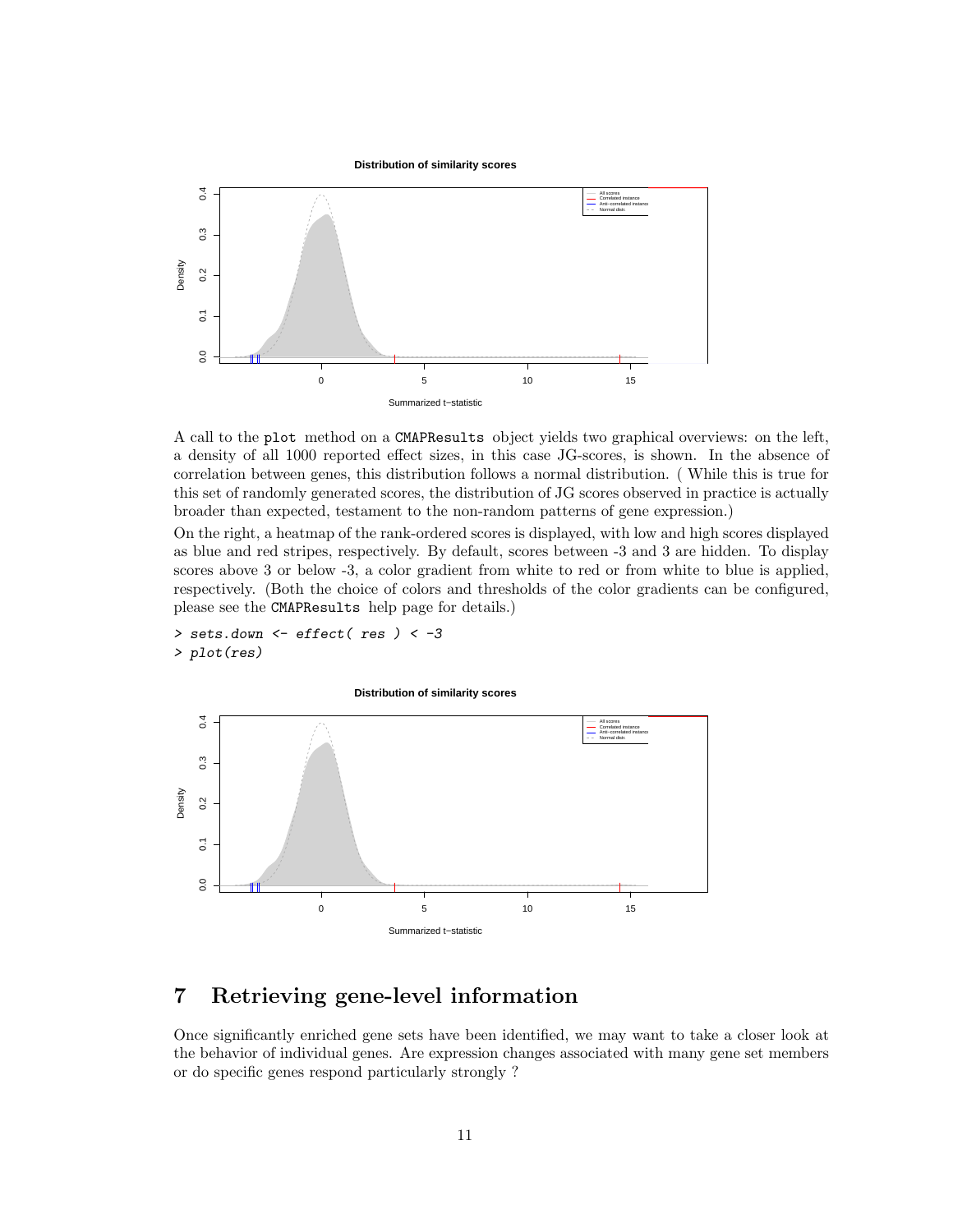A call to the `plot` method on a `CMAPResults` object yields two graphical overviews: on the left, a density of all 1000 reported effect sizes, in this case JG-scores, is shown. In the absence of correlation between genes, this distribution follows a normal distribution. ( While this is true for this set of randomly generated scores, the distribution of JG scores observed in practice is actually broader than expected, testament to the non-random patterns of gene expression.)

On the right, a heatmap of the rank-ordered scores is displayed, with low and high scores displayed as blue and red stripes, respectively. By default, scores between -3 and 3 are hidden. To display scores above 3 or below -3, a color gradient from white to red or from white to blue is applied, respectively. (Both the choice of colors and thresholds of the color gradients can be configured, please see the `CMAPResults` help page for details.)

```
> sets.down <- effect( res ) < -3
> plot(res)
```

## 7 Retrieving gene-level information

Once significantly enriched gene sets have been identified, we may want to take a closer look at the behavior of individual genes. Are expression changes associated with many gene set members or do specific genes respond particularly strongly ?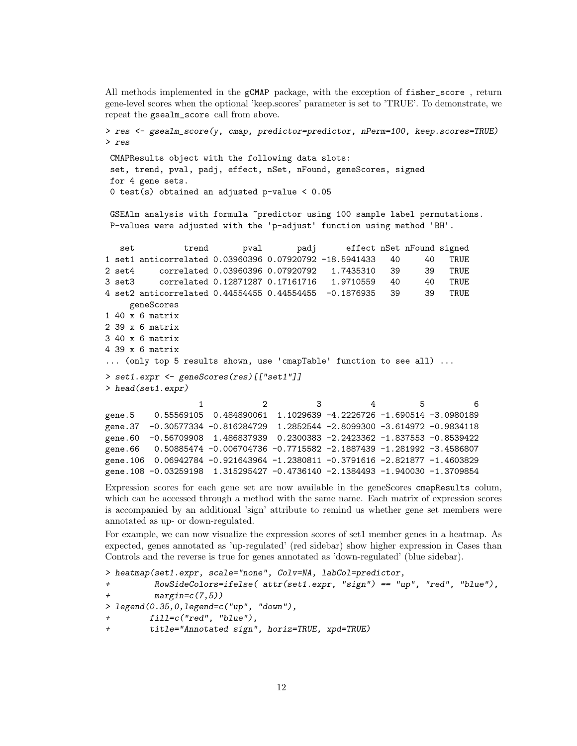All methods implemented in the gCMAP package, with the exception of fisher_score , return gene-level scores when the optional 'keep.scores' parameter is set to 'TRUE'. To demonstrate, we repeat the gsealm_score call from above.

```
> res <- gsealm_score(y, cmap, predictor=predictor, nPerm=100, keep.scores=TRUE)
> res
 CMAPResults object with the following data slots:
 set, trend, pval, padj, effect, nSet, nFound, geneScores, signed
 for 4 gene sets.
 0 test(s) obtained an adjusted p-value < 0.05

 GSEAlm analysis with formula ~predictor using 100 sample label permutations.
 P-values were adjusted with the 'p-adjust' function using method 'BH'.

   set          trend       pval       padj      effect nSet nFound signed
1 set1 anticorrelated 0.03960396 0.07920792 -18.5941433   40     40   TRUE
2 set4     correlated 0.03960396 0.07920792   1.7435310   39     39   TRUE
3 set3     correlated 0.12871287 0.17161716   1.9710559   40     40   TRUE
4 set2 anticorrelated 0.44554455 0.44554455  -0.1876935   39     39   TRUE
    geneScores
1 40 x 6 matrix
2 39 x 6 matrix
3 40 x 6 matrix
4 39 x 6 matrix
... (only top 5 results shown, use 'cmapTable' function to see all) ...
> set1.expr <- geneScores(res)[["set1"]]
> head(set1.expr)
                  1            2          3          4         5          6
gene.5    0.55569105  0.484890061  1.1029639 -4.2226726 -1.690514 -3.0980189
gene.37  -0.30577334 -0.816284729  1.2852544 -2.8099300 -3.614972 -0.9834118
gene.60  -0.56709908  1.486837939  0.2300383 -2.2423362 -1.837553 -0.8539422
gene.66   0.50885474 -0.006704736 -0.7715582 -2.1887439 -1.281992 -3.4586807
gene.106  0.06942784 -0.921643964 -1.2380811 -0.3791616 -2.821877 -1.4603829
gene.108 -0.03259198  1.315295427 -0.4736140 -2.1384493 -1.940030 -1.3709854
```

Expression scores for each gene set are now available in the geneScores cmapResults colum, which can be accessed through a method with the same name. Each matrix of expression scores is accompanied by an additional 'sign' attribute to remind us whether gene set members were annotated as up- or down-regulated.

For example, we can now visualize the expression scores of set1 member genes in a heatmap. As expected, genes annotated as 'up-regulated' (red sidebar) show higher expression in Cases than Controls and the reverse is true for genes annotated as 'down-regulated' (blue sidebar).

```
> heatmap(set1.expr, scale="none", Colv=NA, labCol=predictor,
+         RowSideColors=ifelse( attr(set1.expr, "sign") == "up", "red", "blue"),
+         margin=c(7,5))
> legend(0.35,0,legend=c("up", "down"),
+        fill=c("red", "blue"),
+        title="Annotated sign", horiz=TRUE, xpd=TRUE)
```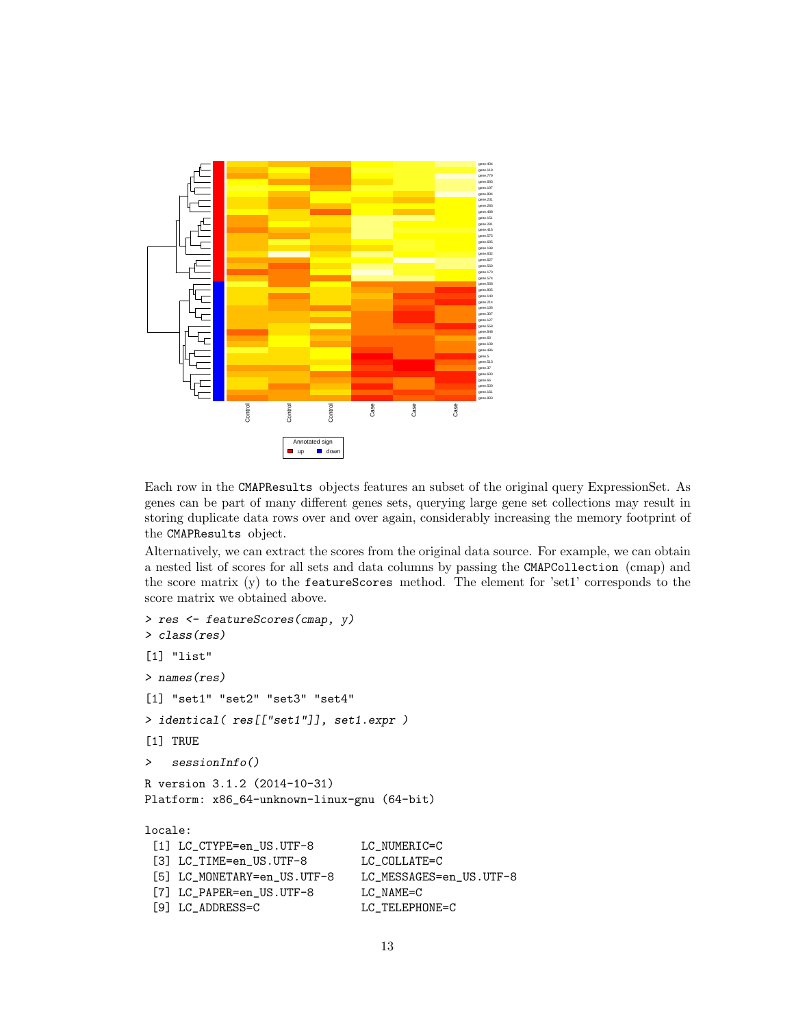Each row in the CMAPResults objects features an subset of the original query ExpressionSet. As genes can be part of many different genes sets, querying large gene set collections may result in storing duplicate data rows over and over again, considerably increasing the memory footprint of the CMAPResults object.

Alternatively, we can extract the scores from the original data source. For example, we can obtain a nested list of scores for all sets and data columns by passing the CMAPCollection (cmap) and the score matrix (y) to the featureScores method. The element for 'set1' corresponds to the score matrix we obtained above.

```
> res <- featureScores(cmap, y)
> class(res)
[1] "list"
> names(res)
[1] "set1" "set2" "set3" "set4"
> identical( res[["set1"]], set1.expr )
[1] TRUE
>   sessionInfo()
R version 3.1.2 (2014-10-31)
Platform: x86_64-unknown-linux-gnu (64-bit)

locale:
 [1] LC_CTYPE=en_US.UTF-8       LC_NUMERIC=C
 [3] LC_TIME=en_US.UTF-8        LC_COLLATE=C
 [5] LC_MONETARY=en_US.UTF-8    LC_MESSAGES=en_US.UTF-8
 [7] LC_PAPER=en_US.UTF-8       LC_NAME=C
 [9] LC_ADDRESS=C               LC_TELEPHONE=C
```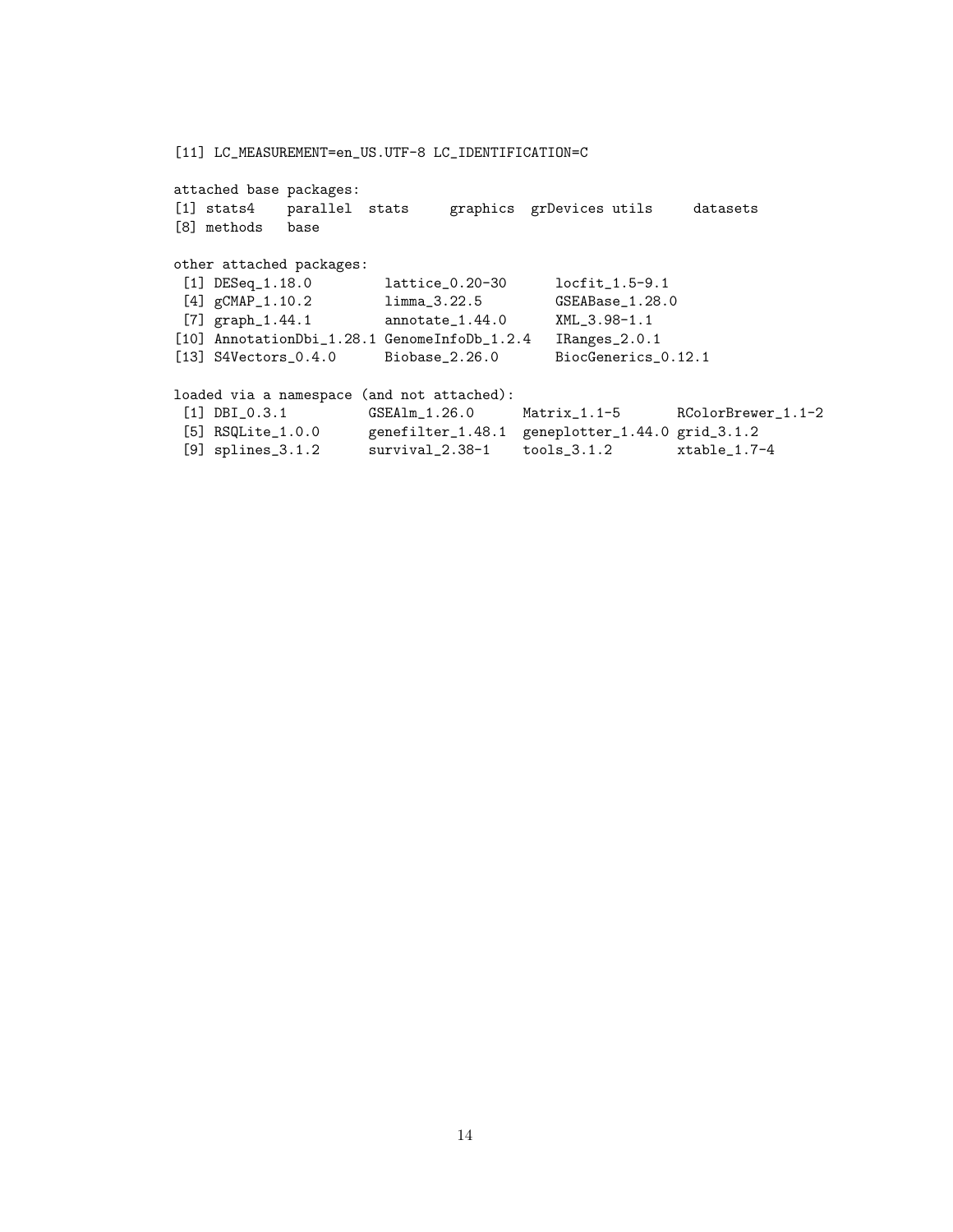```
[11] LC_MEASUREMENT=en_US.UTF-8 LC_IDENTIFICATION=C

attached base packages:
[1] stats4    parallel  stats     graphics  grDevices utils     datasets
[8] methods   base

other attached packages:
 [1] DESeq_1.18.0         lattice_0.20-30      locfit_1.5-9.1
 [4] gCMAP_1.10.2         limma_3.22.5         GSEABase_1.28.0
 [7] graph_1.44.1         annotate_1.44.0      XML_3.98-1.1
[10] AnnotationDbi_1.28.1 GenomeInfoDb_1.2.4   IRanges_2.0.1
[13] S4Vectors_0.4.0      Biobase_2.26.0       BiocGenerics_0.12.1

loaded via a namespace (and not attached):
 [1] DBI_0.3.1          GSEAlm_1.26.0      Matrix_1.1-5       RColorBrewer_1.1-2
 [5] RSQLite_1.0.0      genefilter_1.48.1  geneplotter_1.44.0 grid_3.1.2
 [9] splines_3.1.2      survival_2.38-1    tools_3.1.2        xtable_1.7-4
```